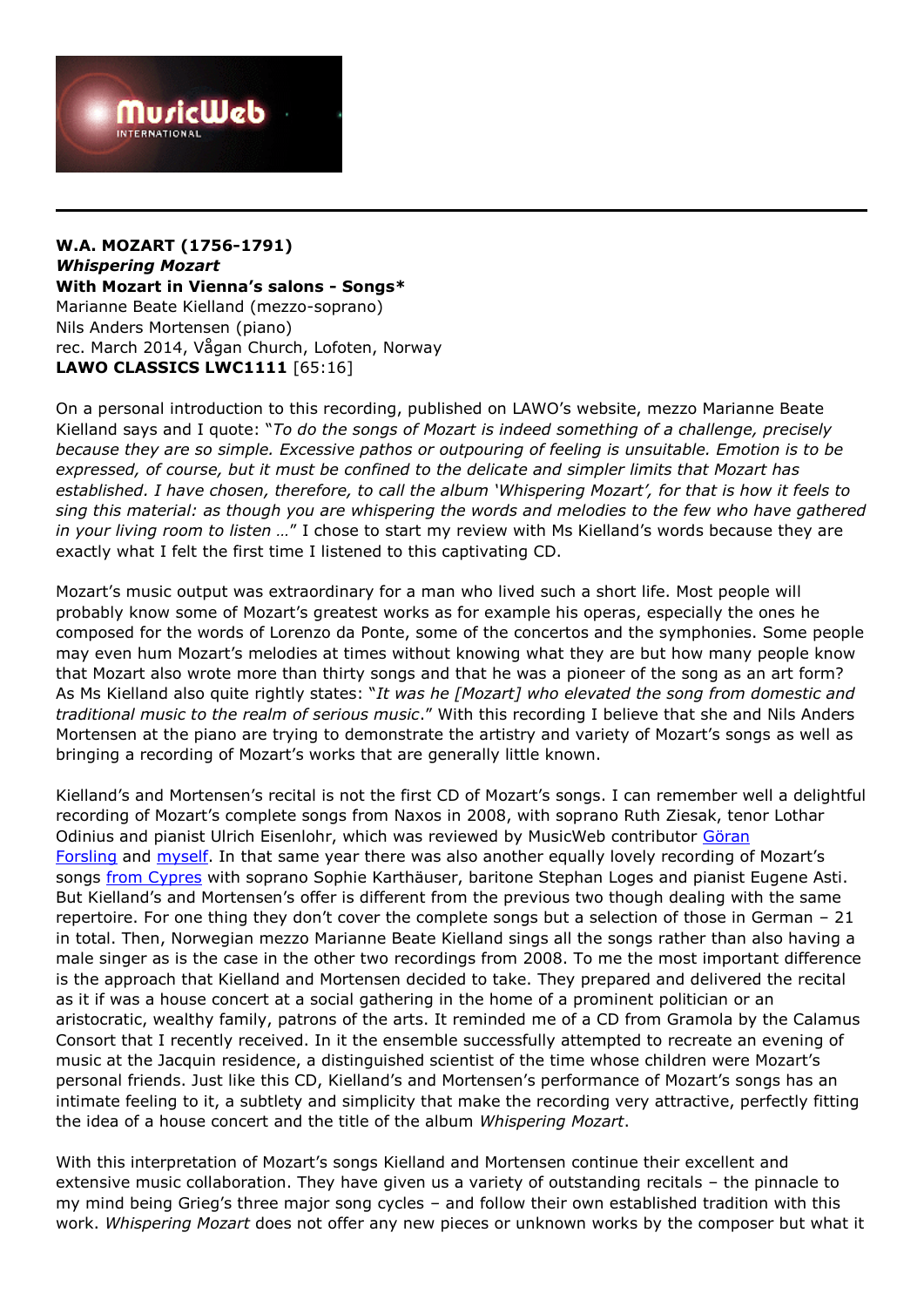**W.A. MOZART (1756-1791)**
***Whispering Mozart***
**With Mozart in Vienna's salons - Songs***
Marianne Beate Kielland (mezzo-soprano)
Nils Anders Mortensen (piano)
rec. March 2014, Vågan Church, Lofoten, Norway
**LAWO CLASSICS LWC1111** [65:16]

On a personal introduction to this recording, published on LAWO's website, mezzo Marianne Beate Kielland says and I quote: "*To do the songs of Mozart is indeed something of a challenge, precisely because they are so simple. Excessive pathos or outpouring of feeling is unsuitable. Emotion is to be expressed, of course, but it must be confined to the delicate and simpler limits that Mozart has established. I have chosen, therefore, to call the album 'Whispering Mozart', for that is how it feels to sing this material: as though you are whispering the words and melodies to the few who have gathered in your living room to listen …*" I chose to start my review with Ms Kielland's words because they are exactly what I felt the first time I listened to this captivating CD.

Mozart's music output was extraordinary for a man who lived such a short life. Most people will probably know some of Mozart's greatest works as for example his operas, especially the ones he composed for the words of Lorenzo da Ponte, some of the concertos and the symphonies. Some people may even hum Mozart's melodies at times without knowing what they are but how many people know that Mozart also wrote more than thirty songs and that he was a pioneer of the song as an art form? As Ms Kielland also quite rightly states: "*It was he [Mozart] who elevated the song from domestic and traditional music to the realm of serious music*." With this recording I believe that she and Nils Anders Mortensen at the piano are trying to demonstrate the artistry and variety of Mozart's songs as well as bringing a recording of Mozart's works that are generally little known.

Kielland's and Mortensen's recital is not the first CD of Mozart's songs. I can remember well a delightful recording of Mozart's complete songs from Naxos in 2008, with soprano Ruth Ziesak, tenor Lothar Odinius and pianist Ulrich Eisenlohr, which was reviewed by MusicWeb contributor Göran Forsling and myself. In that same year there was also another equally lovely recording of Mozart's songs from Cypres with soprano Sophie Karthäuser, baritone Stephan Loges and pianist Eugene Asti. But Kielland's and Mortensen's offer is different from the previous two though dealing with the same repertoire. For one thing they don't cover the complete songs but a selection of those in German – 21 in total. Then, Norwegian mezzo Marianne Beate Kielland sings all the songs rather than also having a male singer as is the case in the other two recordings from 2008. To me the most important difference is the approach that Kielland and Mortensen decided to take. They prepared and delivered the recital as it if was a house concert at a social gathering in the home of a prominent politician or an aristocratic, wealthy family, patrons of the arts. It reminded me of a CD from Gramola by the Calamus Consort that I recently received. In it the ensemble successfully attempted to recreate an evening of music at the Jacquin residence, a distinguished scientist of the time whose children were Mozart's personal friends. Just like this CD, Kielland's and Mortensen's performance of Mozart's songs has an intimate feeling to it, a subtlety and simplicity that make the recording very attractive, perfectly fitting the idea of a house concert and the title of the album *Whispering Mozart*.

With this interpretation of Mozart's songs Kielland and Mortensen continue their excellent and extensive music collaboration. They have given us a variety of outstanding recitals – the pinnacle to my mind being Grieg's three major song cycles – and follow their own established tradition with this work. *Whispering Mozart* does not offer any new pieces or unknown works by the composer but what it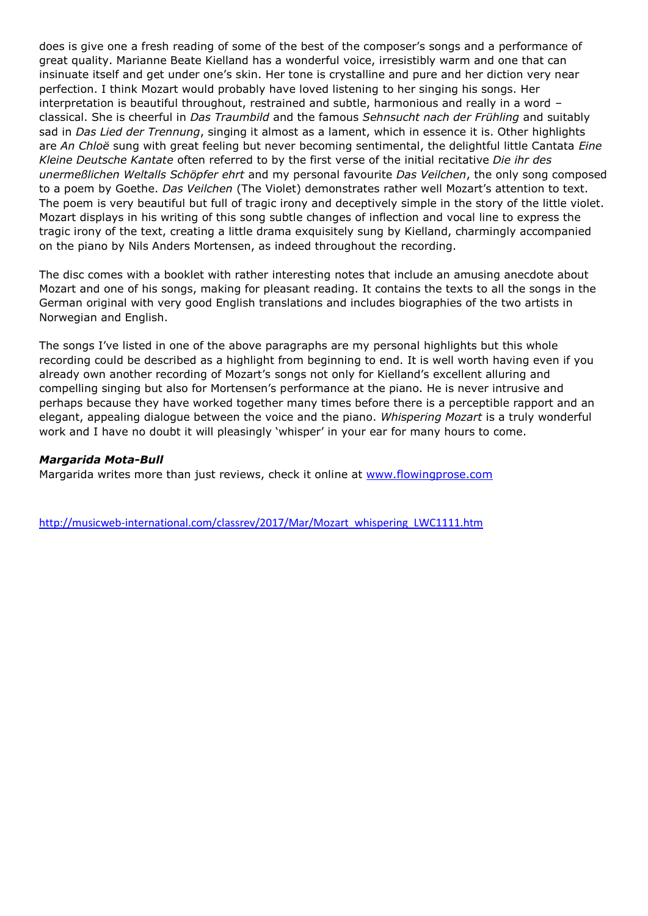does is give one a fresh reading of some of the best of the composer's songs and a performance of great quality. Marianne Beate Kielland has a wonderful voice, irresistibly warm and one that can insinuate itself and get under one's skin. Her tone is crystalline and pure and her diction very near perfection. I think Mozart would probably have loved listening to her singing his songs. Her interpretation is beautiful throughout, restrained and subtle, harmonious and really in a word – classical. She is cheerful in *Das Traumbild* and the famous *Sehnsucht nach der Frühling* and suitably sad in *Das Lied der Trennung*, singing it almost as a lament, which in essence it is. Other highlights are *An Chloë* sung with great feeling but never becoming sentimental, the delightful little Cantata *Eine Kleine Deutsche Kantate* often referred to by the first verse of the initial recitative *Die ihr des unermeßlichen Weltalls Schöpfer ehrt* and my personal favourite *Das Veilchen*, the only song composed to a poem by Goethe. *Das Veilchen* (The Violet) demonstrates rather well Mozart's attention to text. The poem is very beautiful but full of tragic irony and deceptively simple in the story of the little violet. Mozart displays in his writing of this song subtle changes of inflection and vocal line to express the tragic irony of the text, creating a little drama exquisitely sung by Kielland, charmingly accompanied on the piano by Nils Anders Mortensen, as indeed throughout the recording.

The disc comes with a booklet with rather interesting notes that include an amusing anecdote about Mozart and one of his songs, making for pleasant reading. It contains the texts to all the songs in the German original with very good English translations and includes biographies of the two artists in Norwegian and English.

The songs I've listed in one of the above paragraphs are my personal highlights but this whole recording could be described as a highlight from beginning to end. It is well worth having even if you already own another recording of Mozart's songs not only for Kielland's excellent alluring and compelling singing but also for Mortensen's performance at the piano. He is never intrusive and perhaps because they have worked together many times before there is a perceptible rapport and an elegant, appealing dialogue between the voice and the piano. *Whispering Mozart* is a truly wonderful work and I have no doubt it will pleasingly 'whisper' in your ear for many hours to come.

***Margarida Mota-Bull***
Margarida writes more than just reviews, check it online at [www.flowingprose.com](http://www.flowingprose.com)

[http://musicweb-international.com/classrev/2017/Mar/Mozart_whispering_LWC1111.htm](http://musicweb-international.com/classrev/2017/Mar/Mozart_whispering_LWC1111.htm)